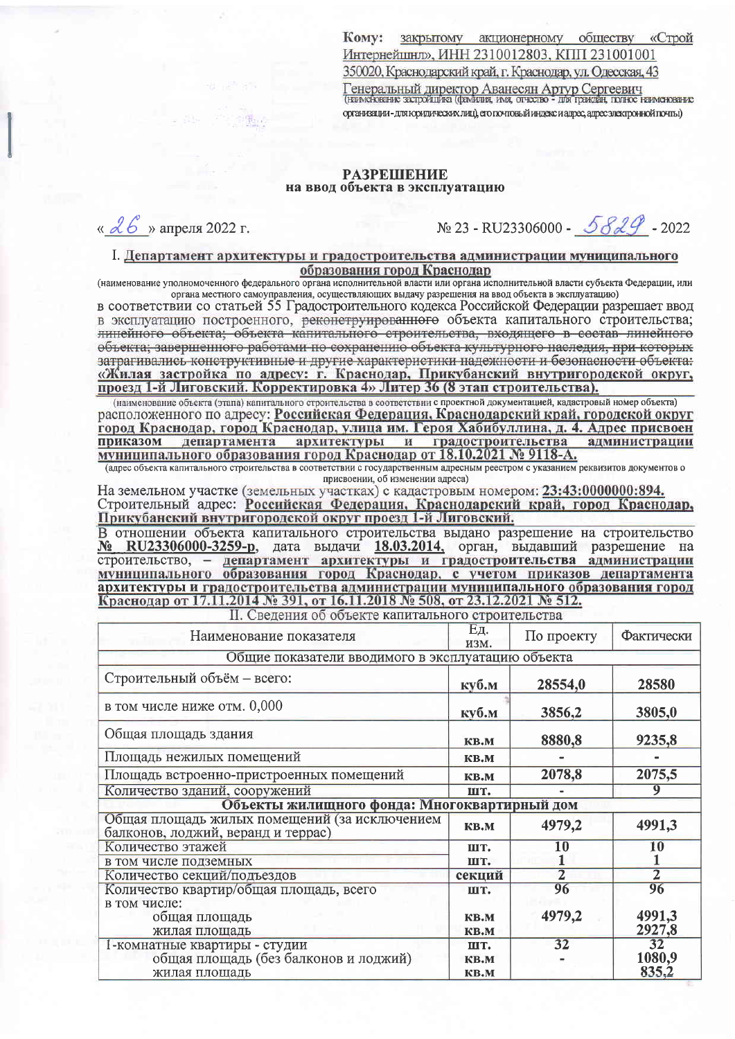**Кому:** закрытому акционерному обществу «Строй Интернейшнл», ИНН 2310012803, КПП 231001001 350020, Краснодарский край, г. Краснодар, ул. Одесская, 43 Генеральный директор Аванесян Артур Сергеевич
(наименование застройщика (фамилия, имя, отчество - для граждан, полное наименование организации - для юридических лиц), его почтовый индекс и адрес, адрес электронной почты)

## РАЗРЕШЕНИЕ
### на ввод объекта в эксплуатацию

« 26 » апреля 2022 г. № 23 - RU23306000 - 5829 - 2022

I. Департамент архитектуры и градостроительства администрации муниципального образования город Краснодар
(наименование уполномоченного федерального органа исполнительной власти или органа исполнительной власти субъекта Федерации, или органа местного самоуправления, осуществляющих выдачу разрешения на ввод объекта в эксплуатацию)

в соответствии со статьей 55 Градостроительного кодекса Российской Федерации разрешает ввод в эксплуатацию построенного, ~~реконструированного~~ объекта капитального строительства; ~~линейного объекта; объекта капитального строительства, входящего в состав линейного объекта; завершенного работами по сохранению объекта культурного наследия, при которых затрагивались конструктивные и другие характеристики надежности и безопасности объекта:~~ **«Жилая застройка по адресу: г. Краснодар, Прикубанский внутригородской округ, проезд 1-й Лиговский. Корректировка 4» Литер 36 (8 этап строительства).**
(наименование объекта (этапа) капитального строительства в соответствии с проектной документацией, кадастровый номер объекта)

расположенного по адресу: **Российская Федерация, Краснодарский край, городской округ город Краснодар, город Краснодар, улица им. Героя Хабибуллина, д. 4. Адрес присвоен приказом департамента архитектуры и градостроительства администрации муниципального образования город Краснодар от 18.10.2021 № 9118-А.**
(адрес объекта капитального строительства в соответствии с государственным адресным реестром с указанием реквизитов документов о присвоении, об изменении адреса)

На земельном участке (земельных участках) с кадастровым номером: **23:43:0000000:894.**
Строительный адрес: **Российская Федерация, Краснодарский край, город Краснодар, Прикубанский внутригородской округ проезд 1-й Лиговский.**

В отношении объекта капитального строительства выдано разрешение на строительство **№ RU23306000-3259-р**, дата выдачи **18.03.2014**, орган, выдавший разрешение на строительство, – **департамент архитектуры и градостроительства администрации муниципального образования город Краснодар, с учетом приказов департамента архитектуры и градостроительства администрации муниципального образования город Краснодар от 17.11.2014 № 391, от 16.11.2018 № 508, от 23.12.2021 № 512.**

II. Сведения об объекте капитального строительства

| Наименование показателя | Ед. изм. | По проекту | Фактически |
|---|---|---|---|
| Общие показатели вводимого в эксплуатацию объекта | | | |
| Строительный объём – всего: | куб.м | 28554,0 | 28580 |
| в том числе ниже отм. 0,000 | куб.м | 3856,2 | 3805,0 |
| Общая площадь здания | кв.м | 8880,8 | 9235,8 |
| Площадь нежилых помещений | кв.м | - | - |
| Площадь встроенно-пристроенных помещений | кв.м | 2078,8 | 2075,5 |
| Количество зданий, сооружений | шт. | - | 9 |
| **Объекты жилищного фонда: Многоквартирный дом** | | | |
| Общая площадь жилых помещений (за исключением балконов, лоджий, веранд и террас) | кв.м | 4979,2 | 4991,3 |
| Количество этажей | шт. | 10 | 10 |
| в том числе подземных | шт. | 1 | 1 |
| Количество секций/подъездов | секций | 2 | 2 |
| Количество квартир/общая площадь, всего | шт. | 96 | 96 |
| в том числе: | | | |
| общая площадь | кв.м | 4979,2 | 4991,3 |
| жилая площадь | кв.м | | 2927,8 |
| 1-комнатные квартиры - студии | шт. | 32 | 32 |
| общая площадь (без балконов и лоджий) | кв.м | - | 1080,9 |
| жилая площадь | кв.м | | 835,2 |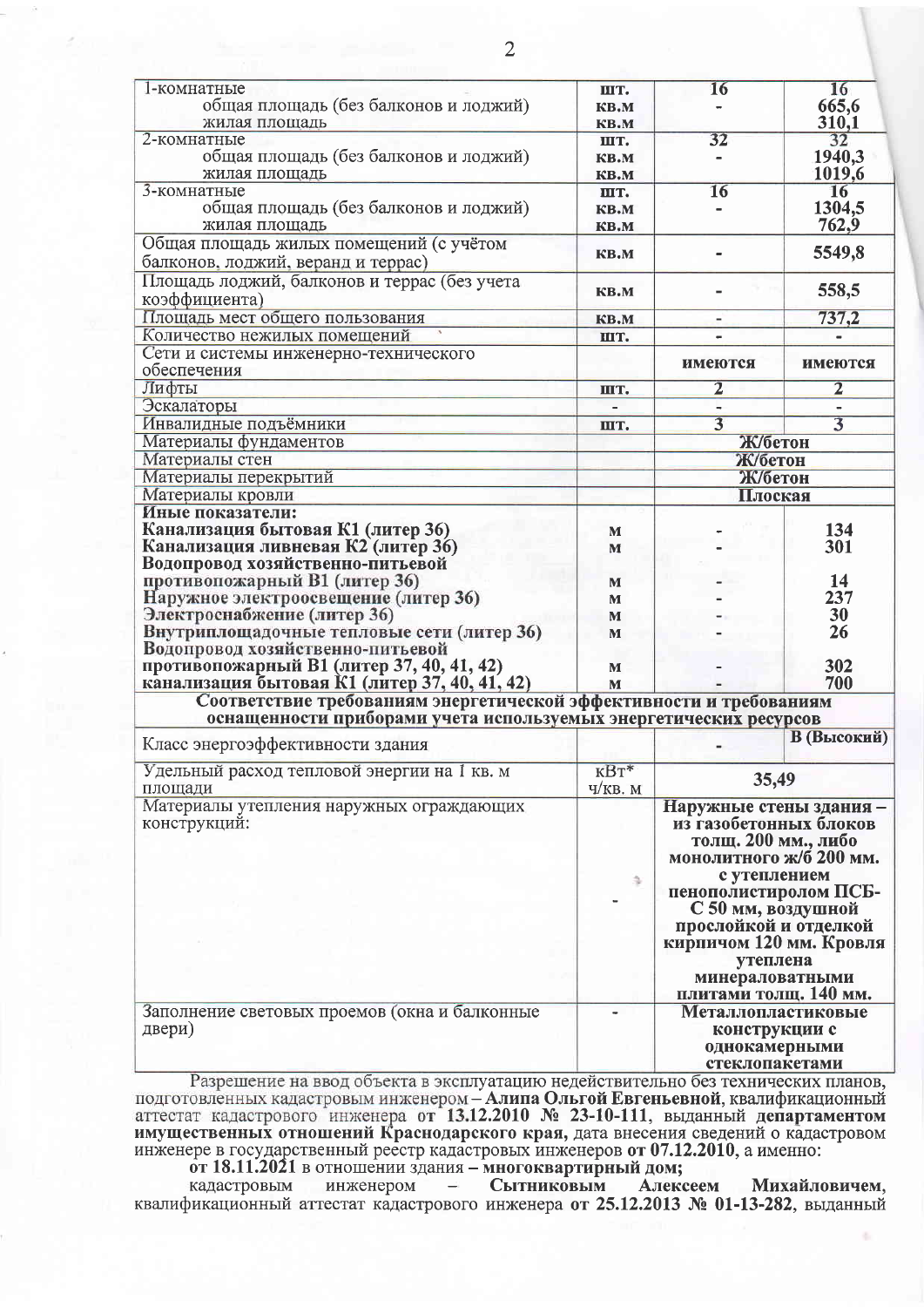| | | | |
|---|---|---|---|
| 1-комнатные | шт. | 16 | 16 |
| общая площадь (без балконов и лоджий) | кв.м | - | 665,6 |
| жилая площадь | кв.м | | 310,1 |
| 2-комнатные | шт. | 32 | 32 |
| общая площадь (без балконов и лоджий) | кв.м | - | 1940,3 |
| жилая площадь | кв.м | | 1019,6 |
| 3-комнатные | шт. | 16 | 16 |
| общая площадь (без балконов и лоджий) | кв.м | - | 1304,5 |
| жилая площадь | кв.м | | 762,9 |
| Общая площадь жилых помещений (с учётом балконов, лоджий, веранд и террас) | кв.м | - | 5549,8 |
| Площадь лоджий, балконов и террас (без учета коэффициента) | кв.м | - | 558,5 |
| Площадь мест общего пользования | кв.м | - | 737,2 |
| Количество нежилых помещений | шт. | - | - |
| Сети и системы инженерно-технического обеспечения | | имеются | имеются |
| Лифты | шт. | 2 | 2 |
| Эскалаторы | - | - | - |
| Инвалидные подъёмники | шт. | 3 | 3 |
| Материалы фундаментов | | Ж/бетон | |
| Материалы стен | | Ж/бетон | |
| Материалы перекрытий | | Ж/бетон | |
| Материалы кровли | | Плоская | |
| **Иные показатели:** | | | |
| **Канализация бытовая К1 (литер 36)** | м | - | 134 |
| **Канализация ливневая К2 (литер 36)** | м | - | 301 |
| **Водопровод хозяйственно-питьевой противопожарный В1 (литер 36)** | м | - | 14 |
| **Наружное электроосвещение (литер 36)** | м | - | 237 |
| **Электроснабжение (литер 36)** | м | - | 30 |
| **Внутриплощадочные тепловые сети (литер 36)** | м | - | 26 |
| **Водопровод хозяйственно-питьевой противопожарный В1 (литер 37, 40, 41, 42)** | м | - | 302 |
| **канализация бытовая К1 (литер 37, 40, 41, 42)** | м | - | 700 |
| **Соответствие требованиям энергетической эффективности и требованиям оснащенности приборами учета используемых энергетических ресурсов** | | | |
| Класс энергоэффективности здания | | - | **В (Высокий)** |
| Удельный расход тепловой энергии на 1 кв. м площади | кВт*ч/кв. м | 35,49 | |
| Материалы утепления наружных ограждающих конструкций: | - | **Наружные стены здания – из газобетонных блоков толщ. 200 мм., либо монолитного ж/б 200 мм. с утеплением пенополистиролом ПСБ-С 50 мм, воздушной прослойкой и отделкой кирпичом 120 мм. Кровля утеплена минераловатными плитами толщ. 140 мм.** | |
| Заполнение световых проемов (окна и балконные двери) | - | **Металлопластиковые конструкции с однокамерными стеклопакетами** | |

Разрешение на ввод объекта в эксплуатацию недействительно без технических планов, подготовленных кадастровым инженером – **Алипа Ольгой Евгеньевной**, квалификационный аттестат кадастрового инженера **от 13.12.2010 № 23-10-111**, выданный **департаментом имущественных отношений Краснодарского края**, дата внесения сведений о кадастровом инженере в государственный реестр кадастровых инженеров **от 07.12.2010**, а именно:

**от 18.11.2021** в отношении здания – **многоквартирный дом;**

кадастровым инженером – **Сытниковым Алексеем Михайловичем**, квалификационный аттестат кадастрового инженера **от 25.12.2013 № 01-13-282**, выданный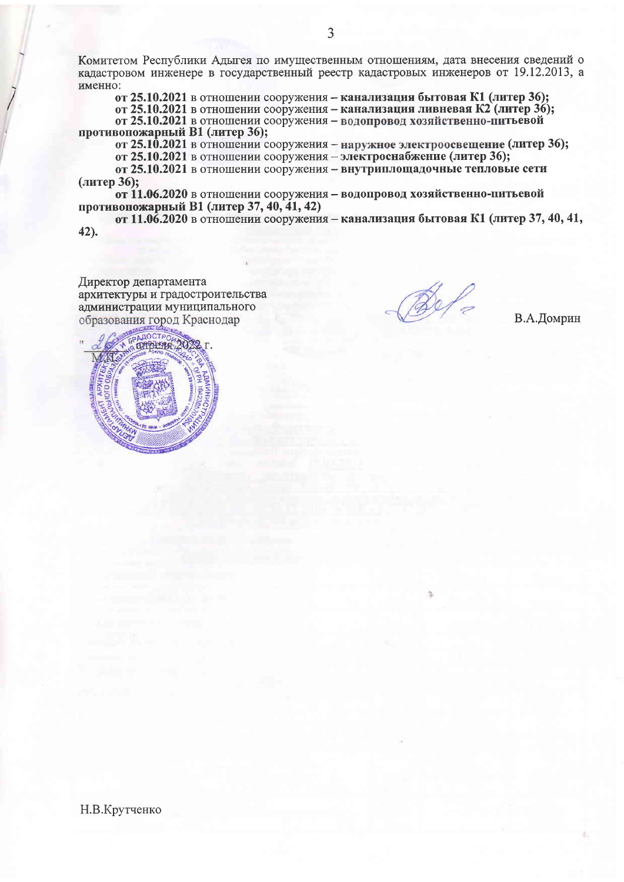Комитетом Республики Адыгея по имущественным отношениям, дата внесения сведений о кадастровом инженере в государственный реестр кадастровых инженеров от 19.12.2013, а именно:

**от 25.10.2021** в отношении сооружения – **канализация бытовая К1 (литер 36);**

**от 25.10.2021** в отношении сооружения – **канализация ливневая К2 (литер 36);**

**от 25.10.2021** в отношении сооружения – **водопровод хозяйственно-питьевой противопожарный В1 (литер 36);**

**от 25.10.2021** в отношении сооружения – **наружное электроосвещение (литер 36);**

**от 25.10.2021** в отношении сооружения – **электроснабжение (литер 36);**

**от 25.10.2021** в отношении сооружения – **внутриплощадочные тепловые сети (литер 36);**

**от 11.06.2020** в отношении сооружения – **водопровод хозяйственно-питьевой противопожарный В1 (литер 37, 40, 41, 42)**

**от 11.06.2020** в отношении сооружения – **канализация бытовая К1 (литер 37, 40, 41, 42).**

Директор департамента
архитектуры и градостроительства
администрации муниципального
образования город Краснодар

В.А.Домрин

"26" апреля 2022 г.
М.П.

Н.В.Крутченко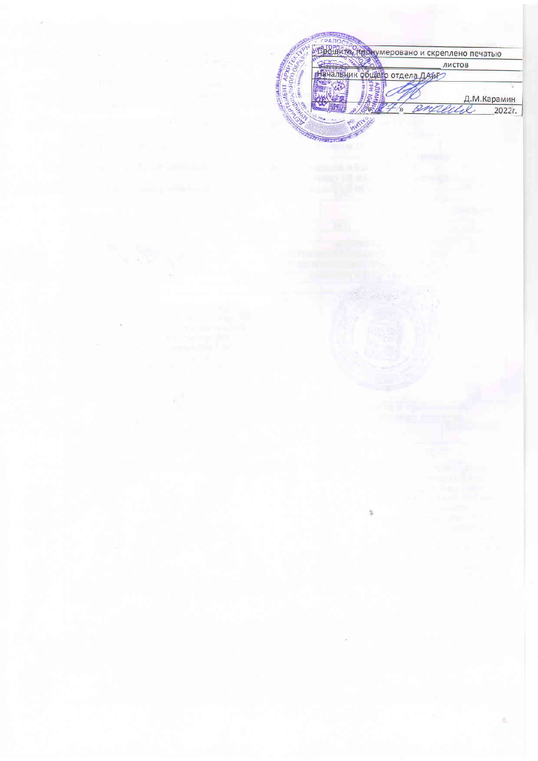Прошито, пронумеровано и скреплено печатью

______________________ листов

Начальник общего отдела ДАиГ

Д.М.Карамин

«24» апреля 2022г.